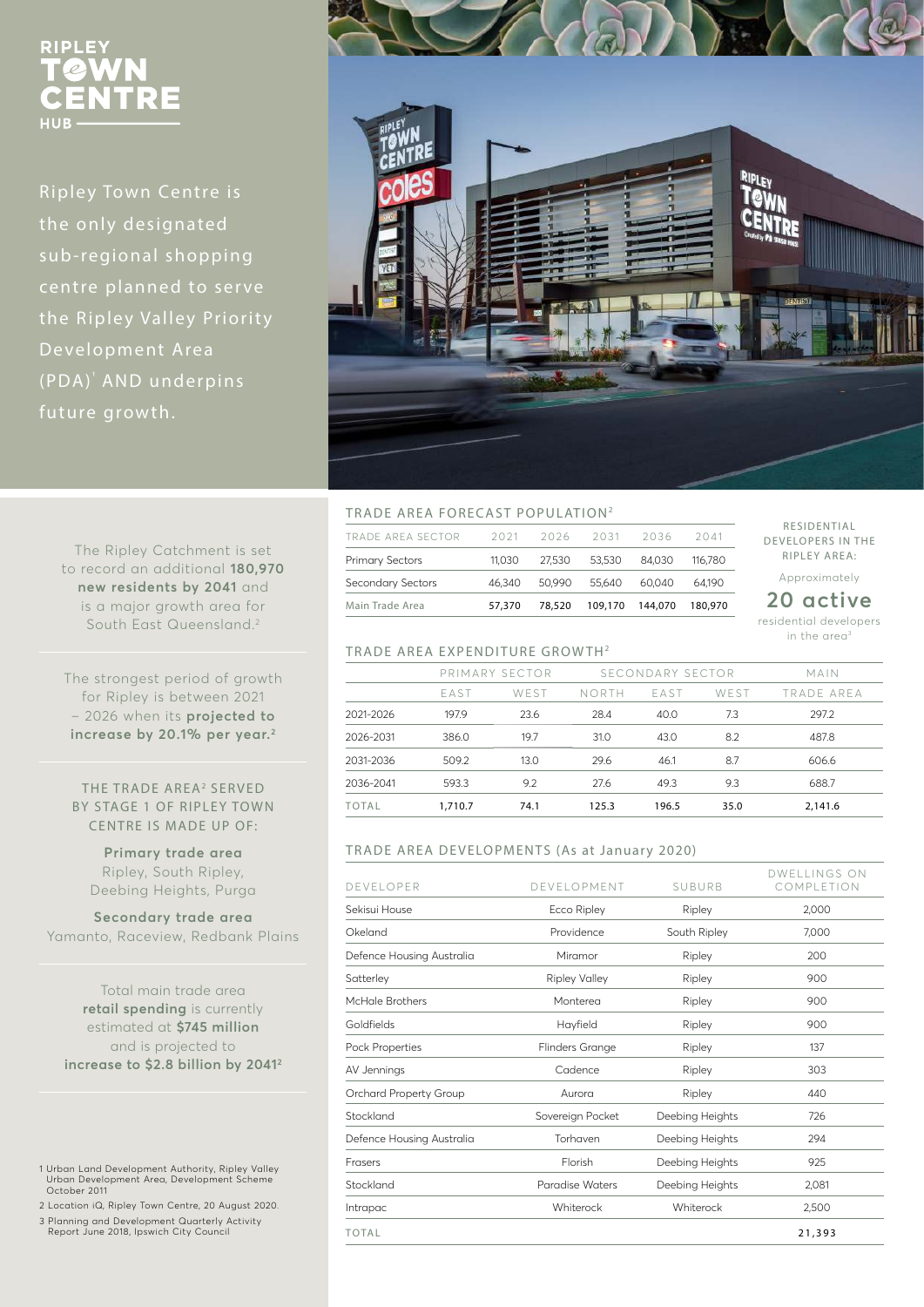# RIPLEY TOWN CENTRE HUB

Ripley Town Centre is the only designated sub-regional shopping centre planned to serve the Ripley Valley Priority Development Area (PDA)[1] AND underpins future growth.

The Ripley Catchment is set to record an additional **180,970 new residents by 2041** and is a major growth area for South East Queensland.[2]

The strongest period of growth for Ripley is between 2021 – 2026 when its **projected to increase by 20.1% per year.**[2]

THE TRADE AREA[2] SERVED BY STAGE 1 OF RIPLEY TOWN CENTRE IS MADE UP OF:

**Primary trade area**
Ripley, South Ripley, Deebing Heights, Purga

**Secondary trade area**
Yamanto, Raceview, Redbank Plains

Total main trade area **retail spending** is currently estimated at **$745 million** and is projected to **increase to $2.8 billion by 2041**[2]

## TRADE AREA FORECAST POPULATION[2]

| TRADE AREA SECTOR | 2021 | 2026 | 2031 | 2036 | 2041 |
|---|---|---|---|---|---|
| Primary Sectors | 11,030 | 27,530 | 53,530 | 84,030 | 116,780 |
| Secondary Sectors | 46,340 | 50,990 | 55,640 | 60,040 | 64,190 |
| Main Trade Area | 57,370 | 78,520 | 109,170 | 144,070 | 180,970 |

RESIDENTIAL DEVELOPERS IN THE RIPLEY AREA:

Approximately **20 active** residential developers in the area[3]

## TRADE AREA EXPENDITURE GROWTH[2]

| | PRIMARY SECTOR | | SECONDARY SECTOR | | | MAIN |
|---|---|---|---|---|---|---|
| | EAST | WEST | NORTH | EAST | WEST | TRADE AREA |
| 2021-2026 | 197.9 | 23.6 | 28.4 | 40.0 | 7.3 | 297.2 |
| 2026-2031 | 386.0 | 19.7 | 31.0 | 43.0 | 8.2 | 487.8 |
| 2031-2036 | 509.2 | 13.0 | 29.6 | 46.1 | 8.7 | 606.6 |
| 2036-2041 | 593.3 | 9.2 | 27.6 | 49.3 | 9.3 | 688.7 |
| TOTAL | 1,710.7 | 74.1 | 125.3 | 196.5 | 35.0 | 2,141.6 |

## TRADE AREA DEVELOPMENTS (As at January 2020)

| DEVELOPER | DEVELOPMENT | SUBURB | DWELLINGS ON COMPLETION |
|---|---|---|---|
| Sekisui House | Ecco Ripley | Ripley | 2,000 |
| Okeland | Providence | South Ripley | 7,000 |
| Defence Housing Australia | Miramor | Ripley | 200 |
| Satterley | Ripley Valley | Ripley | 900 |
| McHale Brothers | Monterea | Ripley | 900 |
| Goldfields | Hayfield | Ripley | 900 |
| Pock Properties | Flinders Grange | Ripley | 137 |
| AV Jennings | Cadence | Ripley | 303 |
| Orchard Property Group | Aurora | Ripley | 440 |
| Stockland | Sovereign Pocket | Deebing Heights | 726 |
| Defence Housing Australia | Torhaven | Deebing Heights | 294 |
| Frasers | Florish | Deebing Heights | 925 |
| Stockland | Paradise Waters | Deebing Heights | 2,081 |
| Intrapac | Whiterock | Whiterock | 2,500 |
| TOTAL | | | 21,393 |

1 Urban Land Development Authority, Ripley Valley Urban Development Area, Development Scheme October 2011

2 Location iQ, Ripley Town Centre, 20 August 2020.

3 Planning and Development Quarterly Activity Report June 2018, Ipswich City Council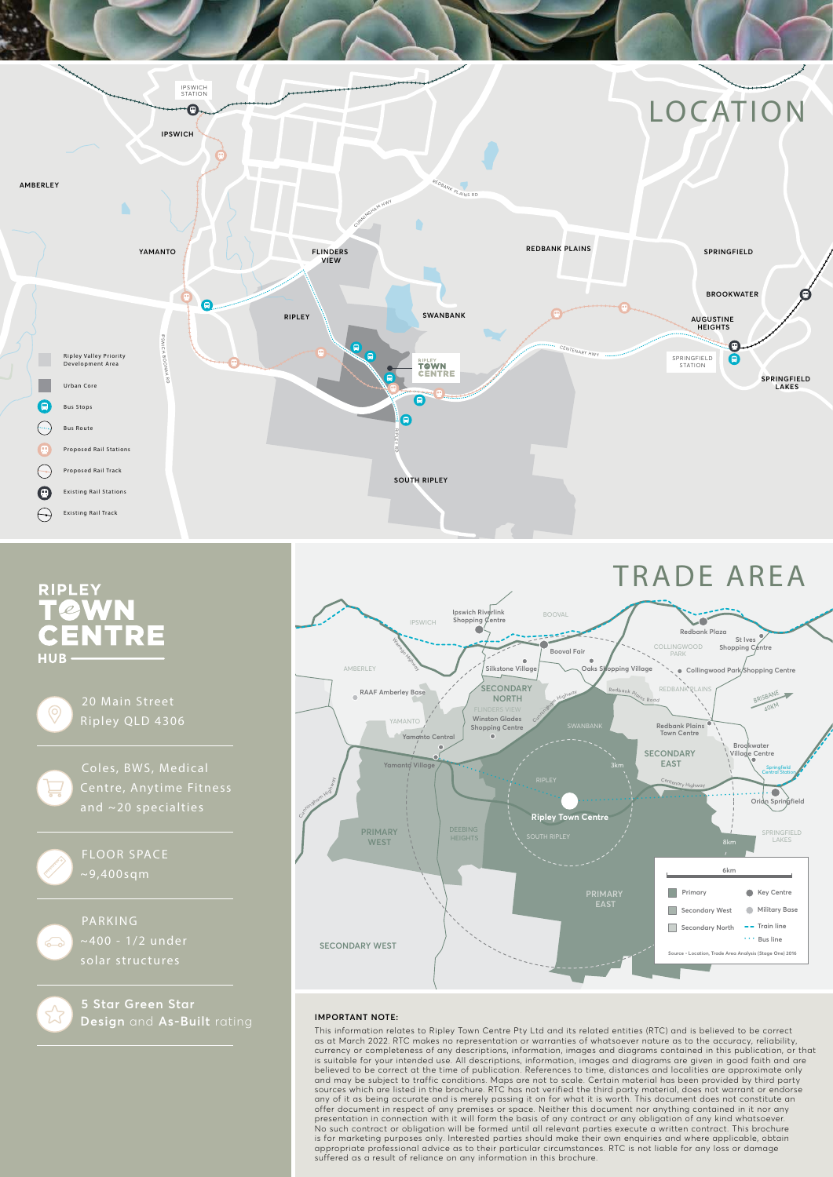# LOCATION

AMBERLEY

IPSWICH STATION

IPSWICH

YAMANTO

FLINDERS VIEW

REDBANK PLAINS

SPRINGFIELD

BROOKWATER

AUGUSTINE HEIGHTS

SPRINGFIELD STATION

SPRINGFIELD LAKES

RIPLEY

SWANBANK

RIPLEY TOWN CENTRE

SOUTH RIPLEY

CUNNINGHAM HWY

REDBANK PLAINS RD

CENTENARY HWY

IPSWICH BOONAH RD

RIPLEY RD

Ripley Valley Priority Development Area

Urban Core

Bus Stops

Bus Route

Proposed Rail Stations

Proposed Rail Track

Existing Rail Stations

Existing Rail Track

# RIPLEY TOWN CENTRE HUB

20 Main Street
Ripley QLD 4306

Coles, BWS, Medical Centre, Anytime Fitness and ~20 specialties

FLOOR SPACE
~9,400sqm

PARKING
~400 - 1/2 under solar structures

**5 Star Green Star Design** and **As-Built** rating

# TRADE AREA

IPSWICH

Ipswich Riverlink Shopping Centre

BOOVAL

Booval Fair

Redbank Plaza

St Ives Shopping Centre

COLLINGWOOD PARK

Collingwood Park Shopping Centre

AMBERLEY

Silkstone Village

Oaks Shopping Village

RAAF Amberley Base

SECONDARY NORTH

FLINDERS VIEW

Winston Glades Shopping Centre

REDBANK PLAINS

BRISBANE 40KM

YAMANTO

Yamanto Central

Yamanto Village

SWANBANK

Redbank Plains Town Centre

Brookwater Village Centre

Springfield Central Station

SECONDARY EAST

Orion Springfield

RIPLEY

3km

Ripley Town Centre

SOUTH RIPLEY

PRIMARY WEST

DEEBING HEIGHTS

SPRINGFIELD LAKES

8km

6km

PRIMARY EAST

SECONDARY WEST

Warrego Highway

Cunningham Highway

Redbank Plains Road

Centenary Highway

Primary

Secondary West

Secondary North

Key Centre

Military Base

Train line

Bus line

Source - Location, Trade Area Analysis (Stage One) 2016

**IMPORTANT NOTE:**

This information relates to Ripley Town Centre Pty Ltd and its related entities (RTC) and is believed to be correct as at March 2022. RTC makes no representation or warranties of whatsoever nature as to the accuracy, reliability, currency or completeness of any descriptions, information, images and diagrams contained in this publication, or that is suitable for your intended use. All descriptions, information, images and diagrams are given in good faith and are believed to be correct at the time of publication. References to time, distances and localities are approximate only and may be subject to traffic conditions. Maps are not to scale. Certain material has been provided by third party sources which are listed in the brochure. RTC has not verified the third party material, does not warrant or endorse any of it as being accurate and is merely passing it on for what it is worth. This document does not constitute an offer document in respect of any premises or space. Neither this document nor anything contained in it nor any presentation in connection with it will form the basis of any contract or any obligation of any kind whatsoever. No such contract or obligation will be formed until all relevant parties execute a written contract. This brochure is for marketing purposes only. Interested parties should make their own enquiries and where applicable, obtain appropriate professional advice as to their particular circumstances. RTC is not liable for any loss or damage suffered as a result of reliance on any information in this brochure.